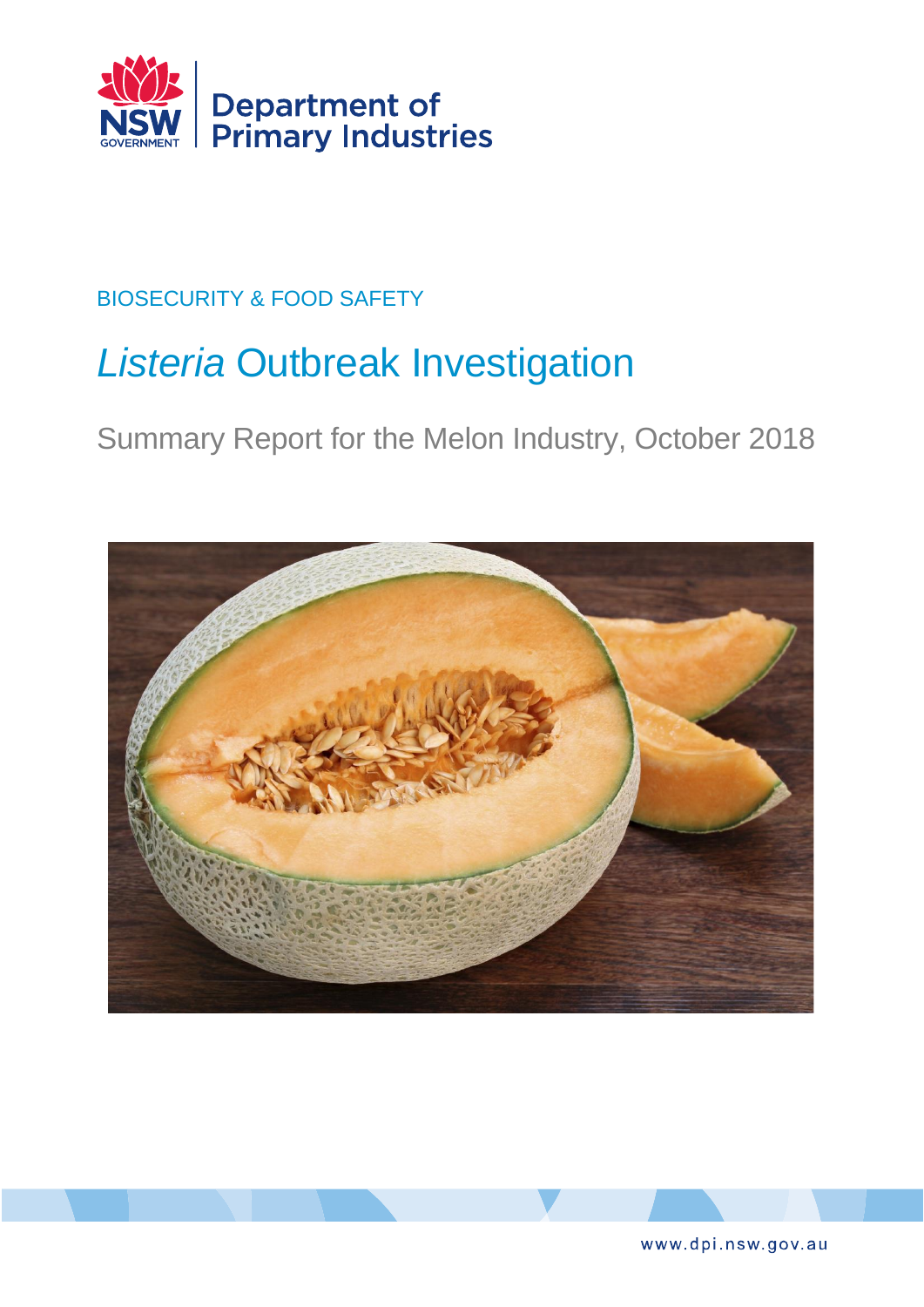NSW GOVERNMENT | Department of Primary Industries

BIOSECURITY & FOOD SAFETY

# *Listeria* Outbreak Investigation

## Summary Report for the Melon Industry, October 2018

www.dpi.nsw.gov.au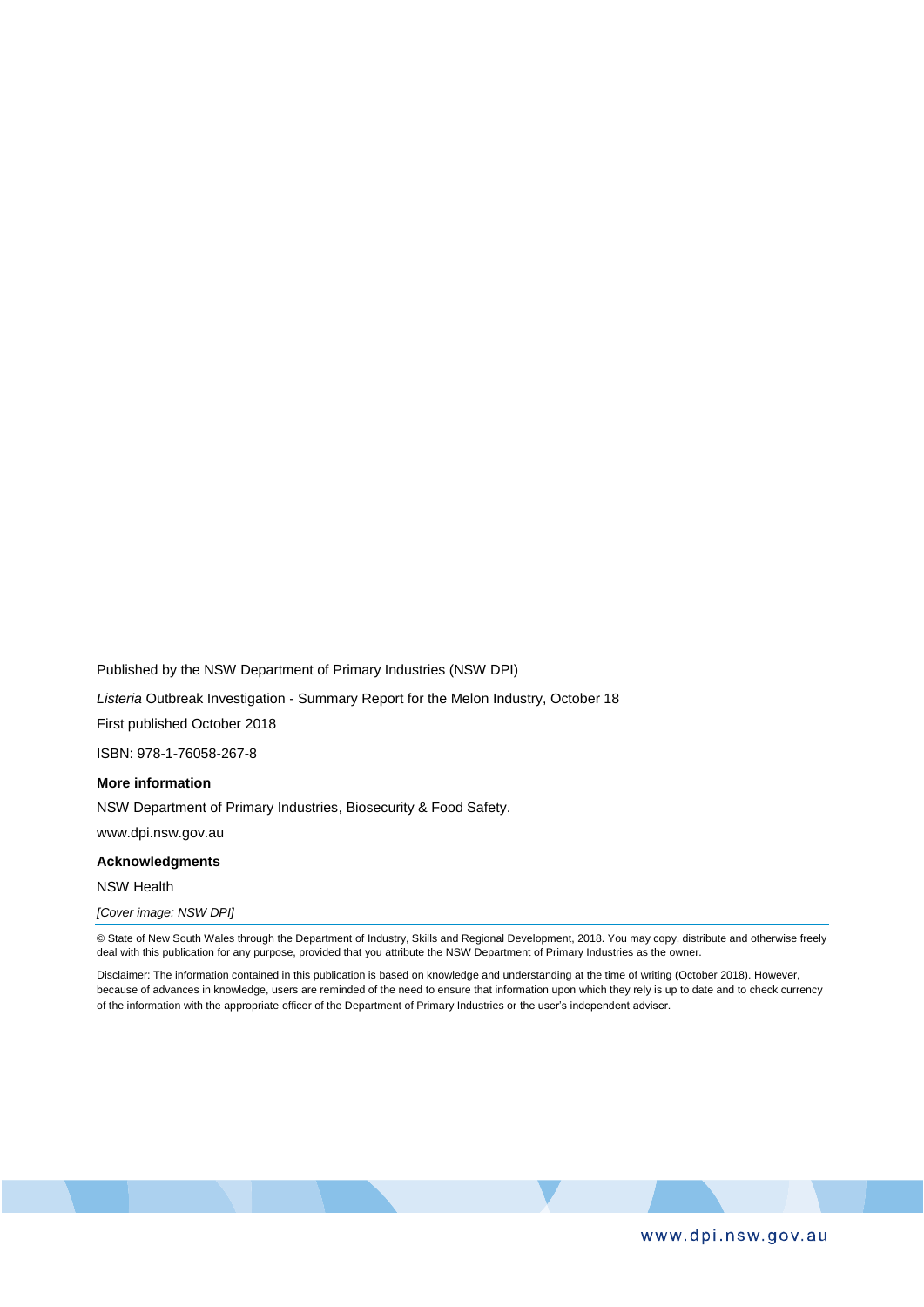Published by the NSW Department of Primary Industries (NSW DPI)

*Listeria* Outbreak Investigation - Summary Report for the Melon Industry, October 18

First published October 2018

ISBN: 978-1-76058-267-8

**More information**

NSW Department of Primary Industries, Biosecurity & Food Safety.

www.dpi.nsw.gov.au

**Acknowledgments**

NSW Health

*[Cover image: NSW DPI]*

© State of New South Wales through the Department of Industry, Skills and Regional Development, 2018. You may copy, distribute and otherwise freely deal with this publication for any purpose, provided that you attribute the NSW Department of Primary Industries as the owner.

Disclaimer: The information contained in this publication is based on knowledge and understanding at the time of writing (October 2018). However, because of advances in knowledge, users are reminded of the need to ensure that information upon which they rely is up to date and to check currency of the information with the appropriate officer of the Department of Primary Industries or the user's independent adviser.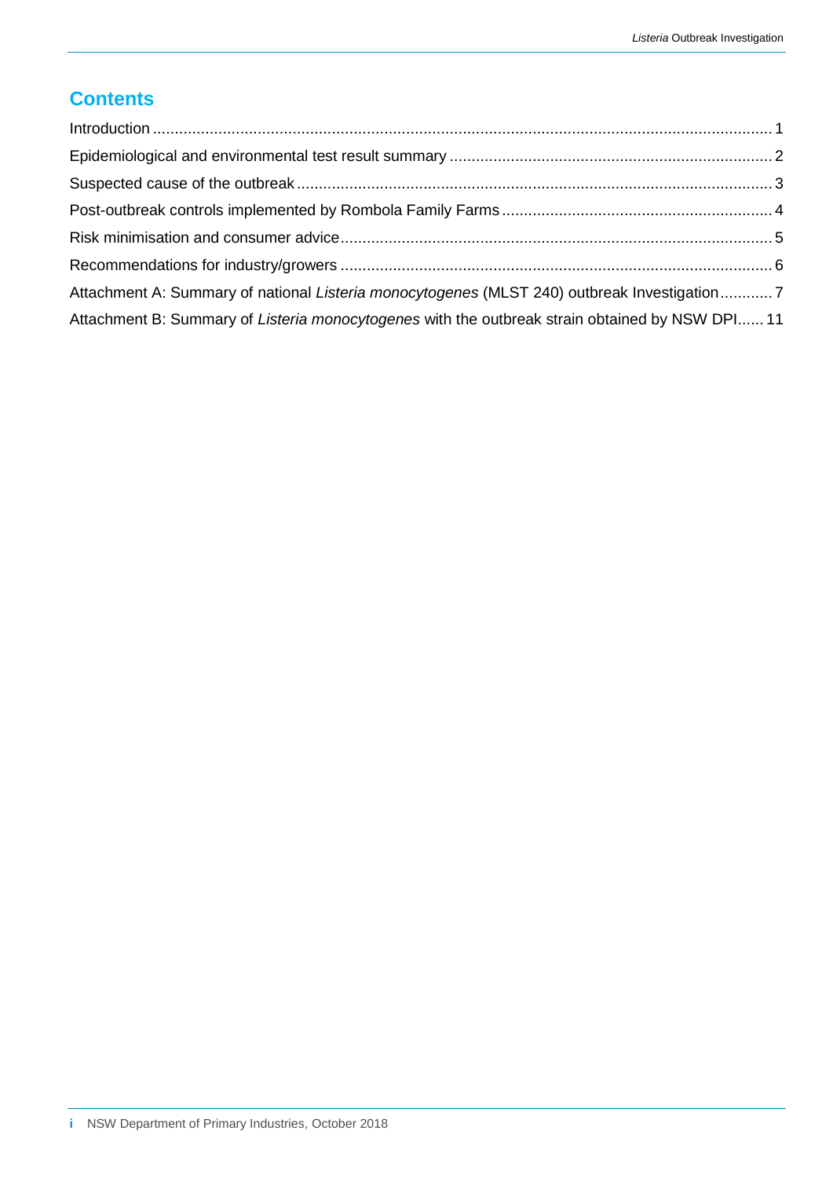## Contents

Introduction ............................................................ 1

Epidemiological and environmental test result summary ............................................................ 2

Suspected cause of the outbreak ............................................................ 3

Post-outbreak controls implemented by Rombola Family Farms ............................................................ 4

Risk minimisation and consumer advice ............................................................ 5

Recommendations for industry/growers ............................................................ 6

Attachment A: Summary of national *Listeria monocytogenes* (MLST 240) outbreak Investigation ............ 7

Attachment B: Summary of *Listeria monocytogenes* with the outbreak strain obtained by NSW DPI ...... 11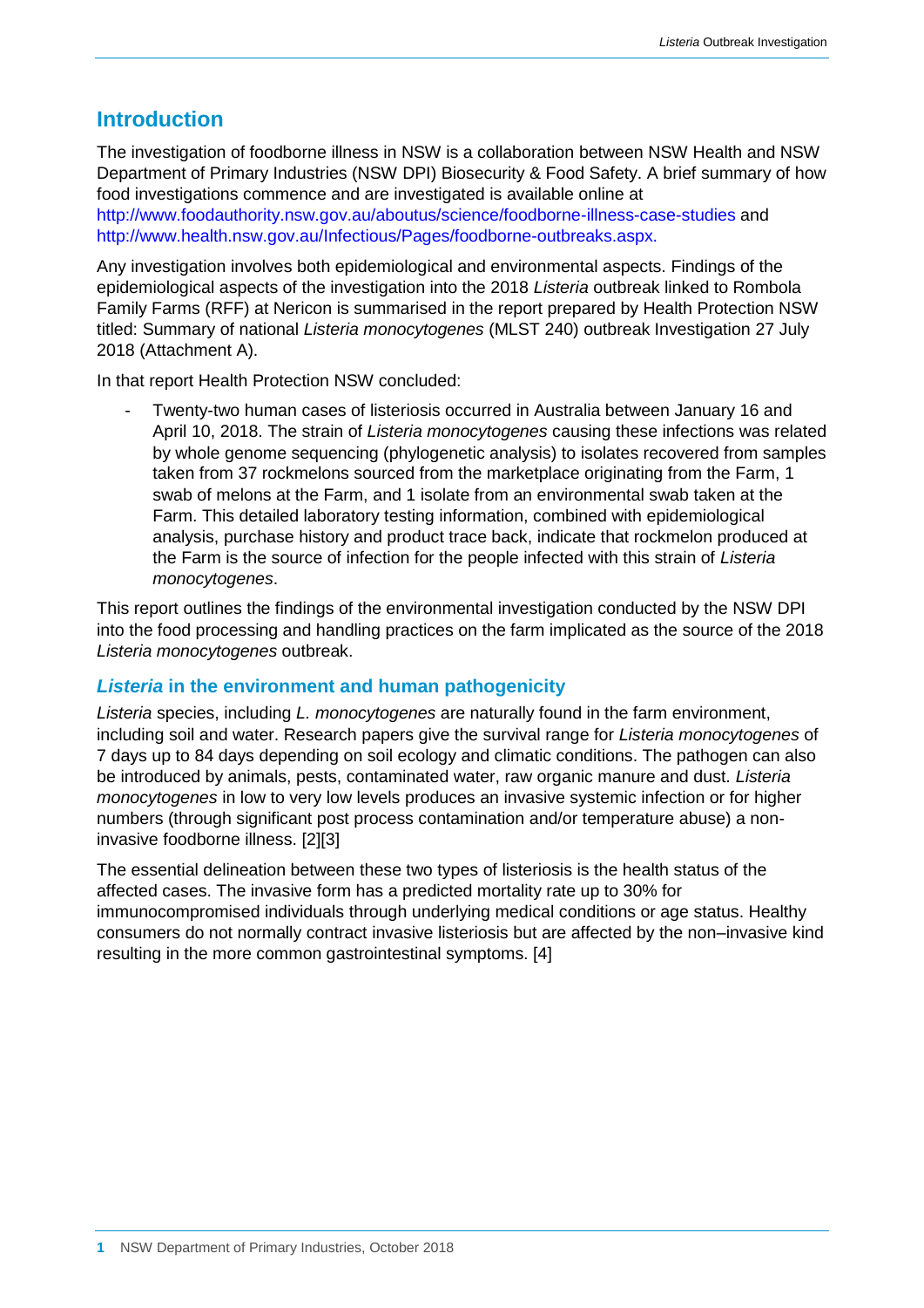## Introduction

The investigation of foodborne illness in NSW is a collaboration between NSW Health and NSW Department of Primary Industries (NSW DPI) Biosecurity & Food Safety. A brief summary of how food investigations commence and are investigated is available online at http://www.foodauthority.nsw.gov.au/aboutus/science/foodborne-illness-case-studies and http://www.health.nsw.gov.au/Infectious/Pages/foodborne-outbreaks.aspx.

Any investigation involves both epidemiological and environmental aspects. Findings of the epidemiological aspects of the investigation into the 2018 *Listeria* outbreak linked to Rombola Family Farms (RFF) at Nericon is summarised in the report prepared by Health Protection NSW titled: Summary of national *Listeria monocytogenes* (MLST 240) outbreak Investigation 27 July 2018 (Attachment A).

In that report Health Protection NSW concluded:

- Twenty-two human cases of listeriosis occurred in Australia between January 16 and April 10, 2018. The strain of *Listeria monocytogenes* causing these infections was related by whole genome sequencing (phylogenetic analysis) to isolates recovered from samples taken from 37 rockmelons sourced from the marketplace originating from the Farm, 1 swab of melons at the Farm, and 1 isolate from an environmental swab taken at the Farm. This detailed laboratory testing information, combined with epidemiological analysis, purchase history and product trace back, indicate that rockmelon produced at the Farm is the source of infection for the people infected with this strain of *Listeria monocytogenes*.

This report outlines the findings of the environmental investigation conducted by the NSW DPI into the food processing and handling practices on the farm implicated as the source of the 2018 *Listeria monocytogenes* outbreak.

### *Listeria* in the environment and human pathogenicity

*Listeria* species, including *L. monocytogenes* are naturally found in the farm environment, including soil and water. Research papers give the survival range for *Listeria monocytogenes* of 7 days up to 84 days depending on soil ecology and climatic conditions. The pathogen can also be introduced by animals, pests, contaminated water, raw organic manure and dust. *Listeria monocytogenes* in low to very low levels produces an invasive systemic infection or for higher numbers (through significant post process contamination and/or temperature abuse) a non-invasive foodborne illness. [2][3]

The essential delineation between these two types of listeriosis is the health status of the affected cases. The invasive form has a predicted mortality rate up to 30% for immunocompromised individuals through underlying medical conditions or age status. Healthy consumers do not normally contract invasive listeriosis but are affected by the non–invasive kind resulting in the more common gastrointestinal symptoms. [4]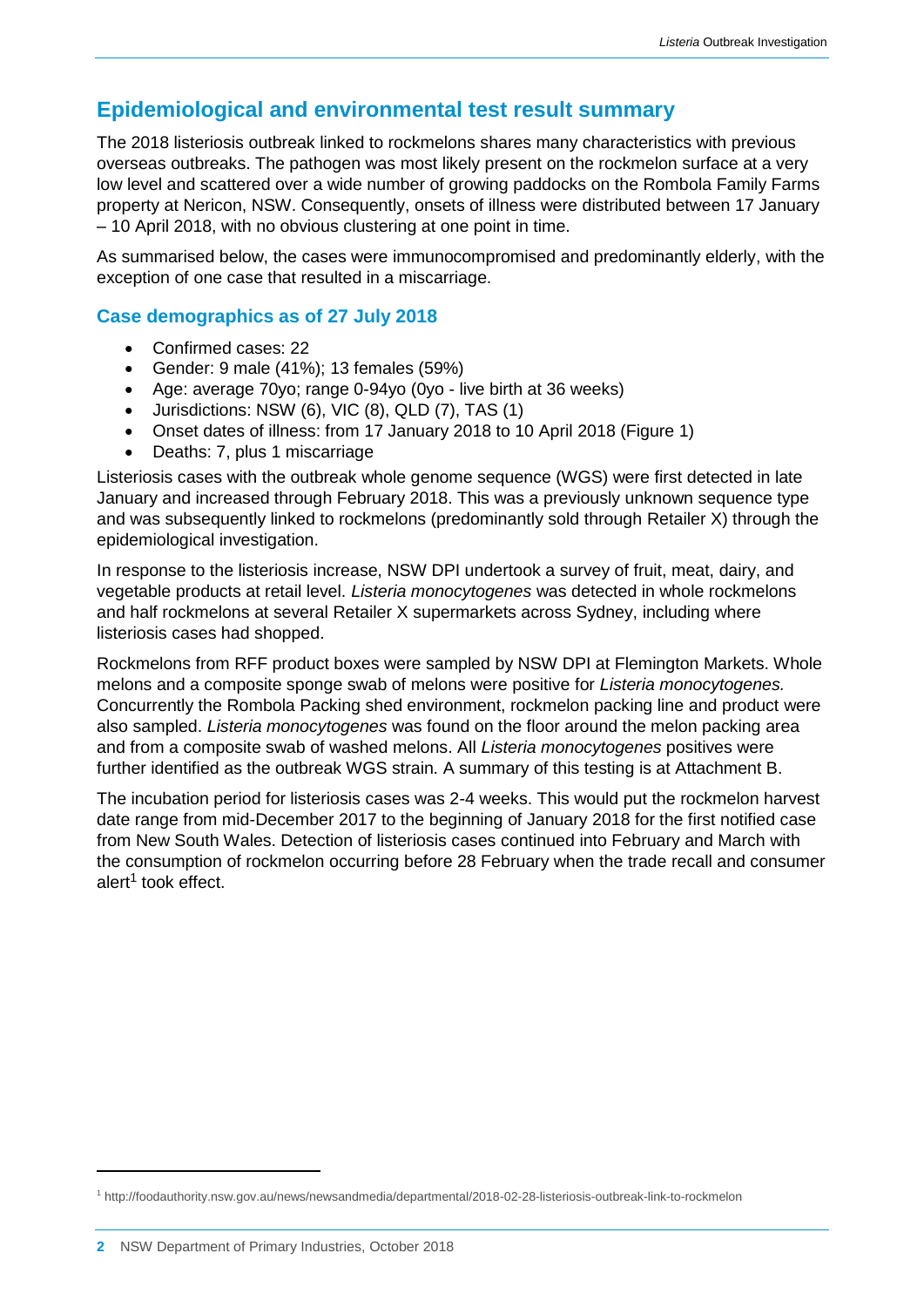## Epidemiological and environmental test result summary

The 2018 listeriosis outbreak linked to rockmelons shares many characteristics with previous overseas outbreaks. The pathogen was most likely present on the rockmelon surface at a very low level and scattered over a wide number of growing paddocks on the Rombola Family Farms property at Nericon, NSW. Consequently, onsets of illness were distributed between 17 January – 10 April 2018, with no obvious clustering at one point in time.

As summarised below, the cases were immunocompromised and predominantly elderly, with the exception of one case that resulted in a miscarriage.

### Case demographics as of 27 July 2018

- Confirmed cases: 22
- Gender: 9 male (41%); 13 females (59%)
- Age: average 70yo; range 0-94yo (0yo - live birth at 36 weeks)
- Jurisdictions: NSW (6), VIC (8), QLD (7), TAS (1)
- Onset dates of illness: from 17 January 2018 to 10 April 2018 (Figure 1)
- Deaths: 7, plus 1 miscarriage

Listeriosis cases with the outbreak whole genome sequence (WGS) were first detected in late January and increased through February 2018. This was a previously unknown sequence type and was subsequently linked to rockmelons (predominantly sold through Retailer X) through the epidemiological investigation.

In response to the listeriosis increase, NSW DPI undertook a survey of fruit, meat, dairy, and vegetable products at retail level. *Listeria monocytogenes* was detected in whole rockmelons and half rockmelons at several Retailer X supermarkets across Sydney, including where listeriosis cases had shopped.

Rockmelons from RFF product boxes were sampled by NSW DPI at Flemington Markets. Whole melons and a composite sponge swab of melons were positive for *Listeria monocytogenes.* Concurrently the Rombola Packing shed environment, rockmelon packing line and product were also sampled. *Listeria monocytogenes* was found on the floor around the melon packing area and from a composite swab of washed melons. All *Listeria monocytogenes* positives were further identified as the outbreak WGS strain. A summary of this testing is at Attachment B.

The incubation period for listeriosis cases was 2-4 weeks. This would put the rockmelon harvest date range from mid-December 2017 to the beginning of January 2018 for the first notified case from New South Wales. Detection of listeriosis cases continued into February and March with the consumption of rockmelon occurring before 28 February when the trade recall and consumer alert[1] took effect.

[1] http://foodauthority.nsw.gov.au/news/newsandmedia/departmental/2018-02-28-listeriosis-outbreak-link-to-rockmelon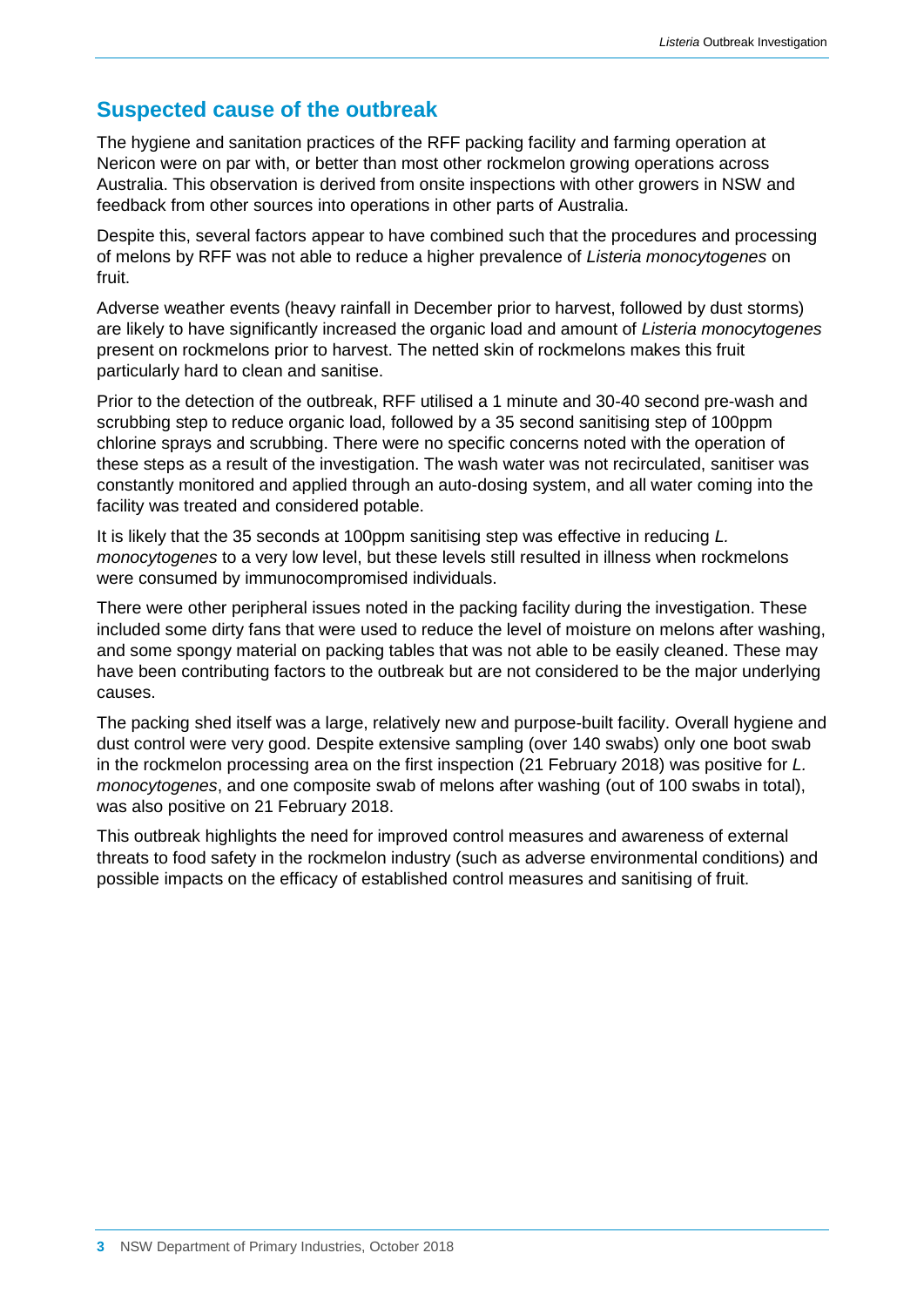## Suspected cause of the outbreak

The hygiene and sanitation practices of the RFF packing facility and farming operation at Nericon were on par with, or better than most other rockmelon growing operations across Australia. This observation is derived from onsite inspections with other growers in NSW and feedback from other sources into operations in other parts of Australia.

Despite this, several factors appear to have combined such that the procedures and processing of melons by RFF was not able to reduce a higher prevalence of *Listeria monocytogenes* on fruit.

Adverse weather events (heavy rainfall in December prior to harvest, followed by dust storms) are likely to have significantly increased the organic load and amount of *Listeria monocytogenes* present on rockmelons prior to harvest. The netted skin of rockmelons makes this fruit particularly hard to clean and sanitise.

Prior to the detection of the outbreak, RFF utilised a 1 minute and 30-40 second pre-wash and scrubbing step to reduce organic load, followed by a 35 second sanitising step of 100ppm chlorine sprays and scrubbing. There were no specific concerns noted with the operation of these steps as a result of the investigation. The wash water was not recirculated, sanitiser was constantly monitored and applied through an auto-dosing system, and all water coming into the facility was treated and considered potable.

It is likely that the 35 seconds at 100ppm sanitising step was effective in reducing *L. monocytogenes* to a very low level, but these levels still resulted in illness when rockmelons were consumed by immunocompromised individuals.

There were other peripheral issues noted in the packing facility during the investigation. These included some dirty fans that were used to reduce the level of moisture on melons after washing, and some spongy material on packing tables that was not able to be easily cleaned. These may have been contributing factors to the outbreak but are not considered to be the major underlying causes.

The packing shed itself was a large, relatively new and purpose-built facility. Overall hygiene and dust control were very good. Despite extensive sampling (over 140 swabs) only one boot swab in the rockmelon processing area on the first inspection (21 February 2018) was positive for *L. monocytogenes*, and one composite swab of melons after washing (out of 100 swabs in total), was also positive on 21 February 2018.

This outbreak highlights the need for improved control measures and awareness of external threats to food safety in the rockmelon industry (such as adverse environmental conditions) and possible impacts on the efficacy of established control measures and sanitising of fruit.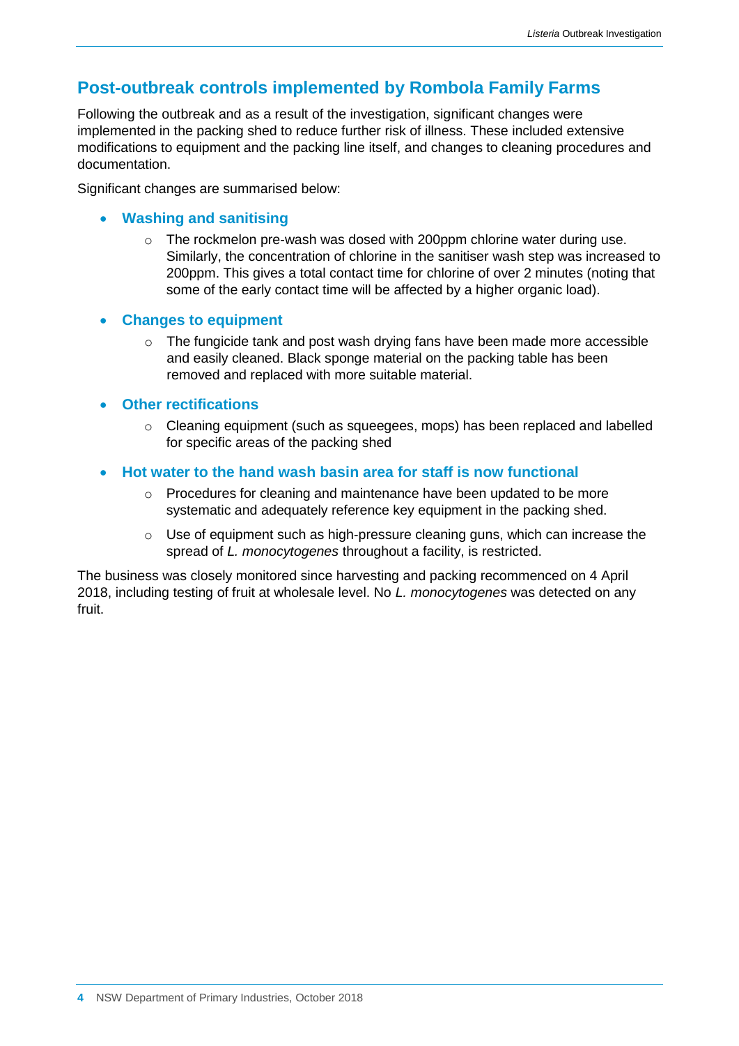## Post-outbreak controls implemented by Rombola Family Farms

Following the outbreak and as a result of the investigation, significant changes were implemented in the packing shed to reduce further risk of illness. These included extensive modifications to equipment and the packing line itself, and changes to cleaning procedures and documentation.

Significant changes are summarised below:

- **Washing and sanitising**
    - The rockmelon pre-wash was dosed with 200ppm chlorine water during use. Similarly, the concentration of chlorine in the sanitiser wash step was increased to 200ppm. This gives a total contact time for chlorine of over 2 minutes (noting that some of the early contact time will be affected by a higher organic load).
- **Changes to equipment**
    - The fungicide tank and post wash drying fans have been made more accessible and easily cleaned. Black sponge material on the packing table has been removed and replaced with more suitable material.
- **Other rectifications**
    - Cleaning equipment (such as squeegees, mops) has been replaced and labelled for specific areas of the packing shed
- **Hot water to the hand wash basin area for staff is now functional**
    - Procedures for cleaning and maintenance have been updated to be more systematic and adequately reference key equipment in the packing shed.
    - Use of equipment such as high-pressure cleaning guns, which can increase the spread of *L. monocytogenes* throughout a facility, is restricted.

The business was closely monitored since harvesting and packing recommenced on 4 April 2018, including testing of fruit at wholesale level. No *L. monocytogenes* was detected on any fruit.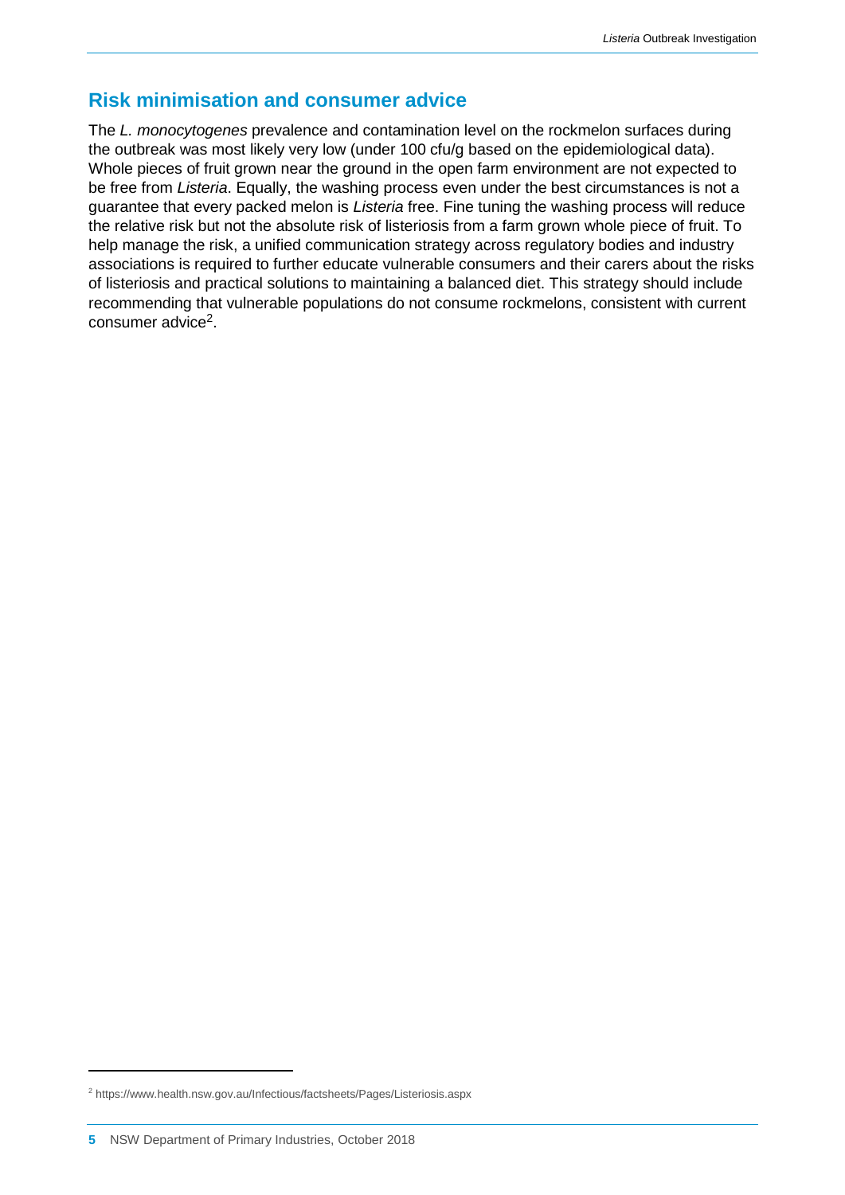## Risk minimisation and consumer advice

The *L. monocytogenes* prevalence and contamination level on the rockmelon surfaces during the outbreak was most likely very low (under 100 cfu/g based on the epidemiological data). Whole pieces of fruit grown near the ground in the open farm environment are not expected to be free from *Listeria*. Equally, the washing process even under the best circumstances is not a guarantee that every packed melon is *Listeria* free. Fine tuning the washing process will reduce the relative risk but not the absolute risk of listeriosis from a farm grown whole piece of fruit. To help manage the risk, a unified communication strategy across regulatory bodies and industry associations is required to further educate vulnerable consumers and their carers about the risks of listeriosis and practical solutions to maintaining a balanced diet. This strategy should include recommending that vulnerable populations do not consume rockmelons, consistent with current consumer advice[2].

---

[2] https://www.health.nsw.gov.au/Infectious/factsheets/Pages/Listeriosis.aspx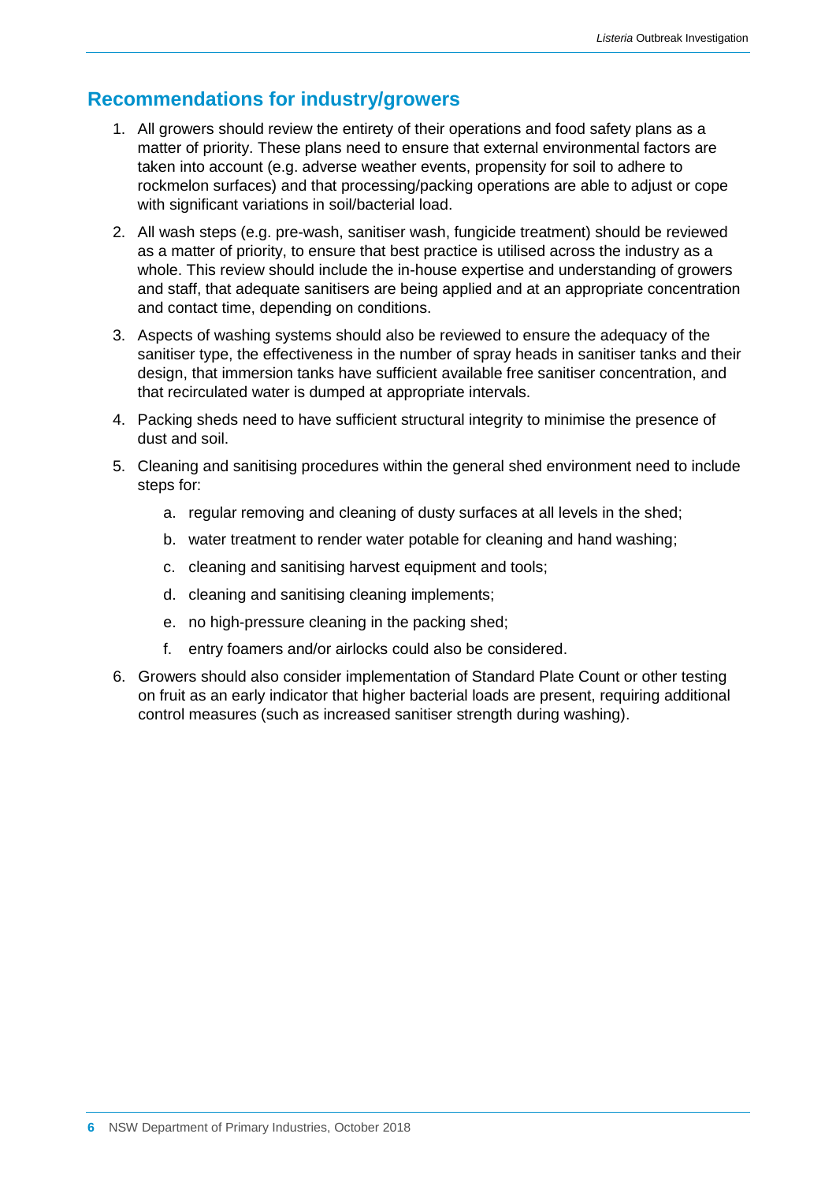## Recommendations for industry/growers

1. All growers should review the entirety of their operations and food safety plans as a matter of priority. These plans need to ensure that external environmental factors are taken into account (e.g. adverse weather events, propensity for soil to adhere to rockmelon surfaces) and that processing/packing operations are able to adjust or cope with significant variations in soil/bacterial load.
2. All wash steps (e.g. pre-wash, sanitiser wash, fungicide treatment) should be reviewed as a matter of priority, to ensure that best practice is utilised across the industry as a whole. This review should include the in-house expertise and understanding of growers and staff, that adequate sanitisers are being applied and at an appropriate concentration and contact time, depending on conditions.
3. Aspects of washing systems should also be reviewed to ensure the adequacy of the sanitiser type, the effectiveness in the number of spray heads in sanitiser tanks and their design, that immersion tanks have sufficient available free sanitiser concentration, and that recirculated water is dumped at appropriate intervals.
4. Packing sheds need to have sufficient structural integrity to minimise the presence of dust and soil.
5. Cleaning and sanitising procedures within the general shed environment need to include steps for:
    a. regular removing and cleaning of dusty surfaces at all levels in the shed;
    b. water treatment to render water potable for cleaning and hand washing;
    c. cleaning and sanitising harvest equipment and tools;
    d. cleaning and sanitising cleaning implements;
    e. no high-pressure cleaning in the packing shed;
    f. entry foamers and/or airlocks could also be considered.
6. Growers should also consider implementation of Standard Plate Count or other testing on fruit as an early indicator that higher bacterial loads are present, requiring additional control measures (such as increased sanitiser strength during washing).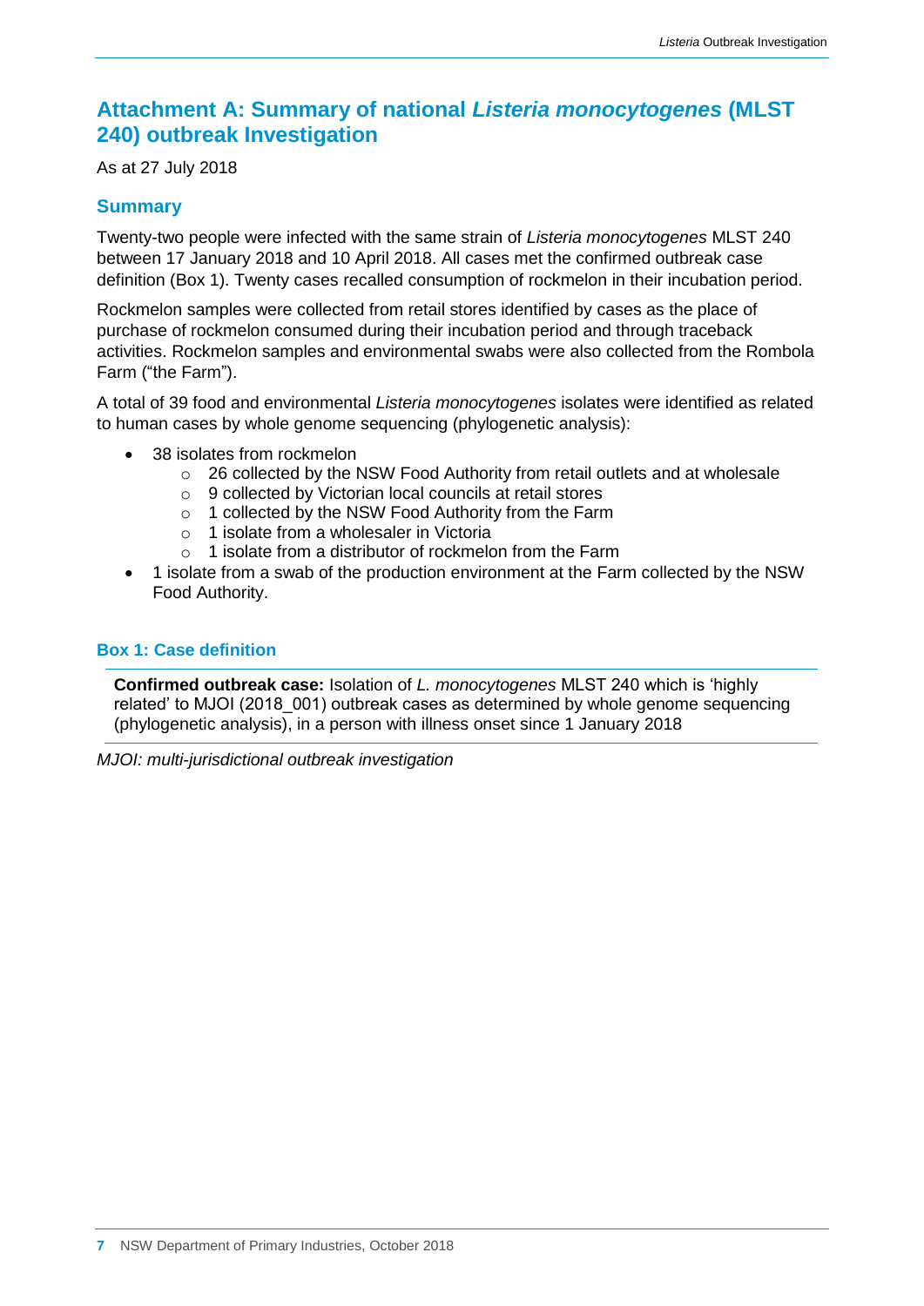## Attachment A: Summary of national *Listeria monocytogenes* (MLST 240) outbreak Investigation

As at 27 July 2018

### Summary

Twenty-two people were infected with the same strain of *Listeria monocytogenes* MLST 240 between 17 January 2018 and 10 April 2018. All cases met the confirmed outbreak case definition (Box 1). Twenty cases recalled consumption of rockmelon in their incubation period.

Rockmelon samples were collected from retail stores identified by cases as the place of purchase of rockmelon consumed during their incubation period and through traceback activities. Rockmelon samples and environmental swabs were also collected from the Rombola Farm ("the Farm").

A total of 39 food and environmental *Listeria monocytogenes* isolates were identified as related to human cases by whole genome sequencing (phylogenetic analysis):

- 38 isolates from rockmelon
  - 26 collected by the NSW Food Authority from retail outlets and at wholesale
  - 9 collected by Victorian local councils at retail stores
  - 1 collected by the NSW Food Authority from the Farm
  - 1 isolate from a wholesaler in Victoria
  - 1 isolate from a distributor of rockmelon from the Farm
- 1 isolate from a swab of the production environment at the Farm collected by the NSW Food Authority.

#### Box 1: Case definition

**Confirmed outbreak case:** Isolation of *L. monocytogenes* MLST 240 which is 'highly related' to MJOI (2018_001) outbreak cases as determined by whole genome sequencing (phylogenetic analysis), in a person with illness onset since 1 January 2018

*MJOI: multi-jurisdictional outbreak investigation*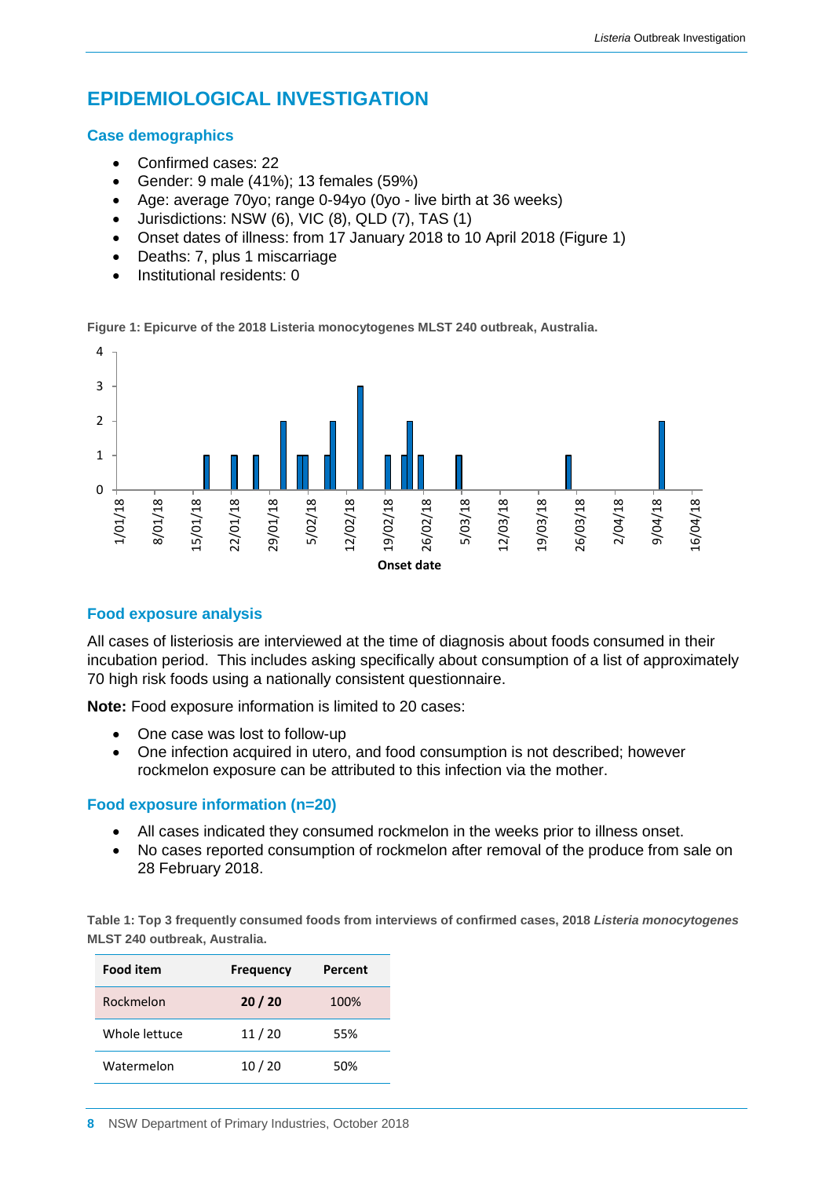# EPIDEMIOLOGICAL INVESTIGATION

## Case demographics

- Confirmed cases: 22
- Gender: 9 male (41%); 13 females (59%)
- Age: average 70yo; range 0-94yo (0yo - live birth at 36 weeks)
- Jurisdictions: NSW (6), VIC (8), QLD (7), TAS (1)
- Onset dates of illness: from 17 January 2018 to 10 April 2018 (Figure 1)
- Deaths: 7, plus 1 miscarriage
- Institutional residents: 0

**Figure 1: Epicurve of the 2018 Listeria monocytogenes MLST 240 outbreak, Australia.**

## Food exposure analysis

All cases of listeriosis are interviewed at the time of diagnosis about foods consumed in their incubation period. This includes asking specifically about consumption of a list of approximately 70 high risk foods using a nationally consistent questionnaire.

**Note:** Food exposure information is limited to 20 cases:

- One case was lost to follow-up
- One infection acquired in utero, and food consumption is not described; however rockmelon exposure can be attributed to this infection via the mother.

## Food exposure information (n=20)

- All cases indicated they consumed rockmelon in the weeks prior to illness onset.
- No cases reported consumption of rockmelon after removal of the produce from sale on 28 February 2018.

**Table 1: Top 3 frequently consumed foods from interviews of confirmed cases, 2018 *Listeria monocytogenes* MLST 240 outbreak, Australia.**

| Food item | Frequency | Percent |
|---|---|---|
| Rockmelon | **20 / 20** | 100% |
| Whole lettuce | 11 / 20 | 55% |
| Watermelon | 10 / 20 | 50% |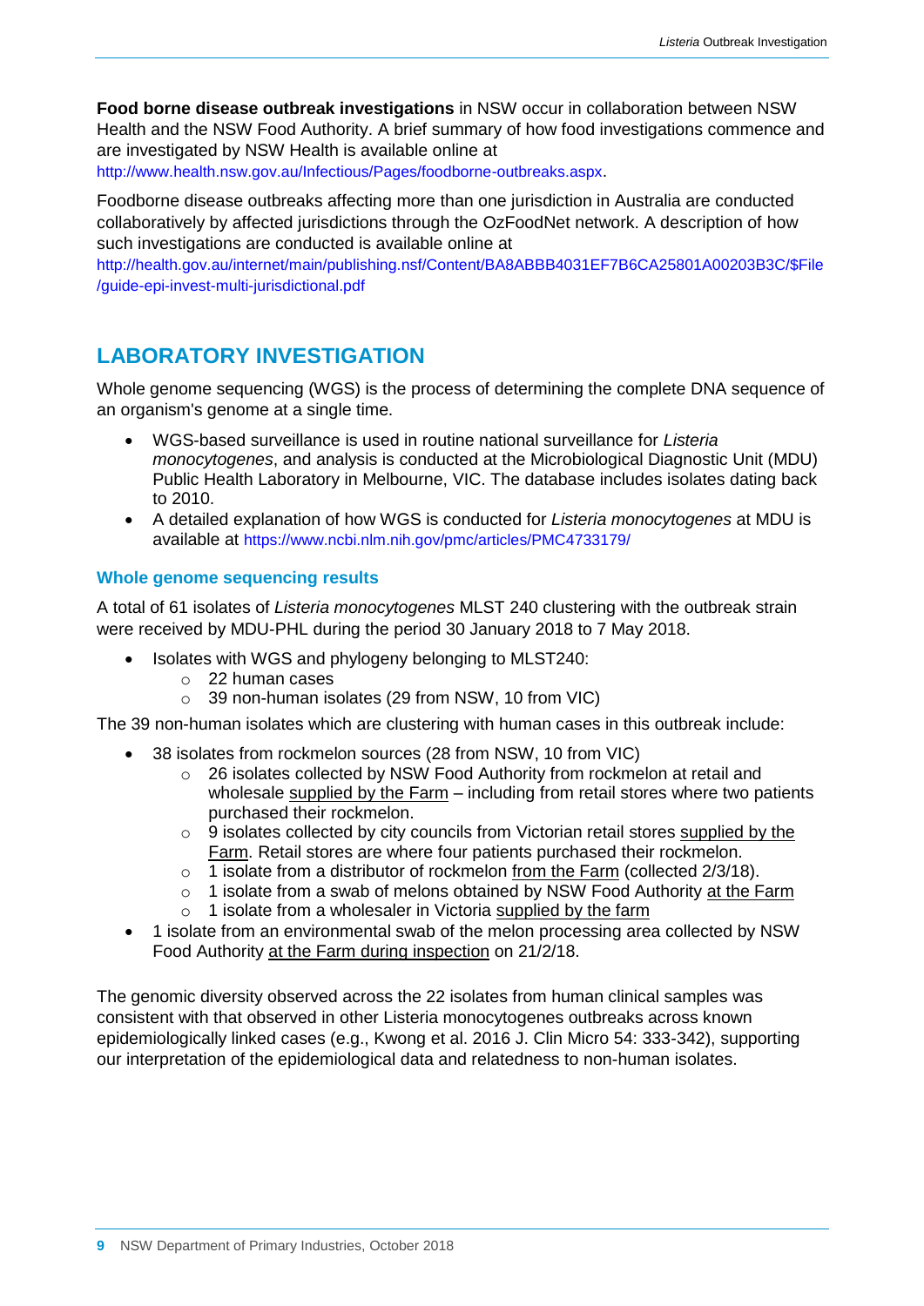**Food borne disease outbreak investigations** in NSW occur in collaboration between NSW Health and the NSW Food Authority. A brief summary of how food investigations commence and are investigated by NSW Health is available online at http://www.health.nsw.gov.au/Infectious/Pages/foodborne-outbreaks.aspx.

Foodborne disease outbreaks affecting more than one jurisdiction in Australia are conducted collaboratively by affected jurisdictions through the OzFoodNet network. A description of how such investigations are conducted is available online at http://health.gov.au/internet/main/publishing.nsf/Content/BA8ABBB4031EF7B6CA25801A00203B3C/$File/guide-epi-invest-multi-jurisdictional.pdf

## LABORATORY INVESTIGATION

Whole genome sequencing (WGS) is the process of determining the complete DNA sequence of an organism's genome at a single time.

- WGS-based surveillance is used in routine national surveillance for *Listeria monocytogenes*, and analysis is conducted at the Microbiological Diagnostic Unit (MDU) Public Health Laboratory in Melbourne, VIC. The database includes isolates dating back to 2010.
- A detailed explanation of how WGS is conducted for *Listeria monocytogenes* at MDU is available at https://www.ncbi.nlm.nih.gov/pmc/articles/PMC4733179/

### Whole genome sequencing results

A total of 61 isolates of *Listeria monocytogenes* MLST 240 clustering with the outbreak strain were received by MDU-PHL during the period 30 January 2018 to 7 May 2018.

- Isolates with WGS and phylogeny belonging to MLST240:
  - 22 human cases
  - 39 non-human isolates (29 from NSW, 10 from VIC)

The 39 non-human isolates which are clustering with human cases in this outbreak include:

- 38 isolates from rockmelon sources (28 from NSW, 10 from VIC)
  - 26 isolates collected by NSW Food Authority from rockmelon at retail and wholesale supplied by the Farm – including from retail stores where two patients purchased their rockmelon.
  - 9 isolates collected by city councils from Victorian retail stores supplied by the Farm. Retail stores are where four patients purchased their rockmelon.
  - 1 isolate from a distributor of rockmelon from the Farm (collected 2/3/18).
  - 1 isolate from a swab of melons obtained by NSW Food Authority at the Farm
  - 1 isolate from a wholesaler in Victoria supplied by the farm
- 1 isolate from an environmental swab of the melon processing area collected by NSW Food Authority at the Farm during inspection on 21/2/18.

The genomic diversity observed across the 22 isolates from human clinical samples was consistent with that observed in other Listeria monocytogenes outbreaks across known epidemiologically linked cases (e.g., Kwong et al. 2016 J. Clin Micro 54: 333-342), supporting our interpretation of the epidemiological data and relatedness to non-human isolates.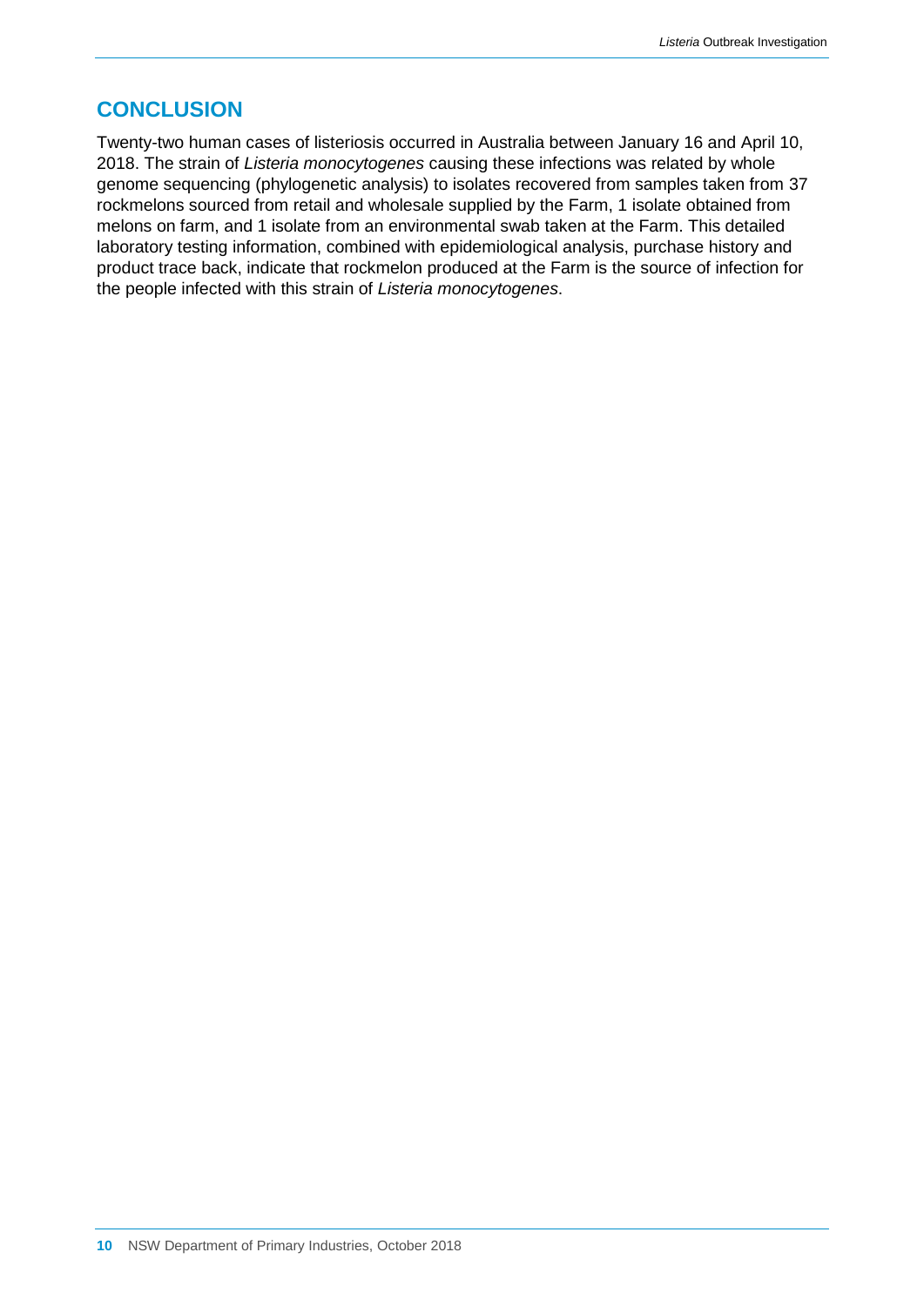## CONCLUSION

Twenty-two human cases of listeriosis occurred in Australia between January 16 and April 10, 2018. The strain of *Listeria monocytogenes* causing these infections was related by whole genome sequencing (phylogenetic analysis) to isolates recovered from samples taken from 37 rockmelons sourced from retail and wholesale supplied by the Farm, 1 isolate obtained from melons on farm, and 1 isolate from an environmental swab taken at the Farm. This detailed laboratory testing information, combined with epidemiological analysis, purchase history and product trace back, indicate that rockmelon produced at the Farm is the source of infection for the people infected with this strain of *Listeria monocytogenes*.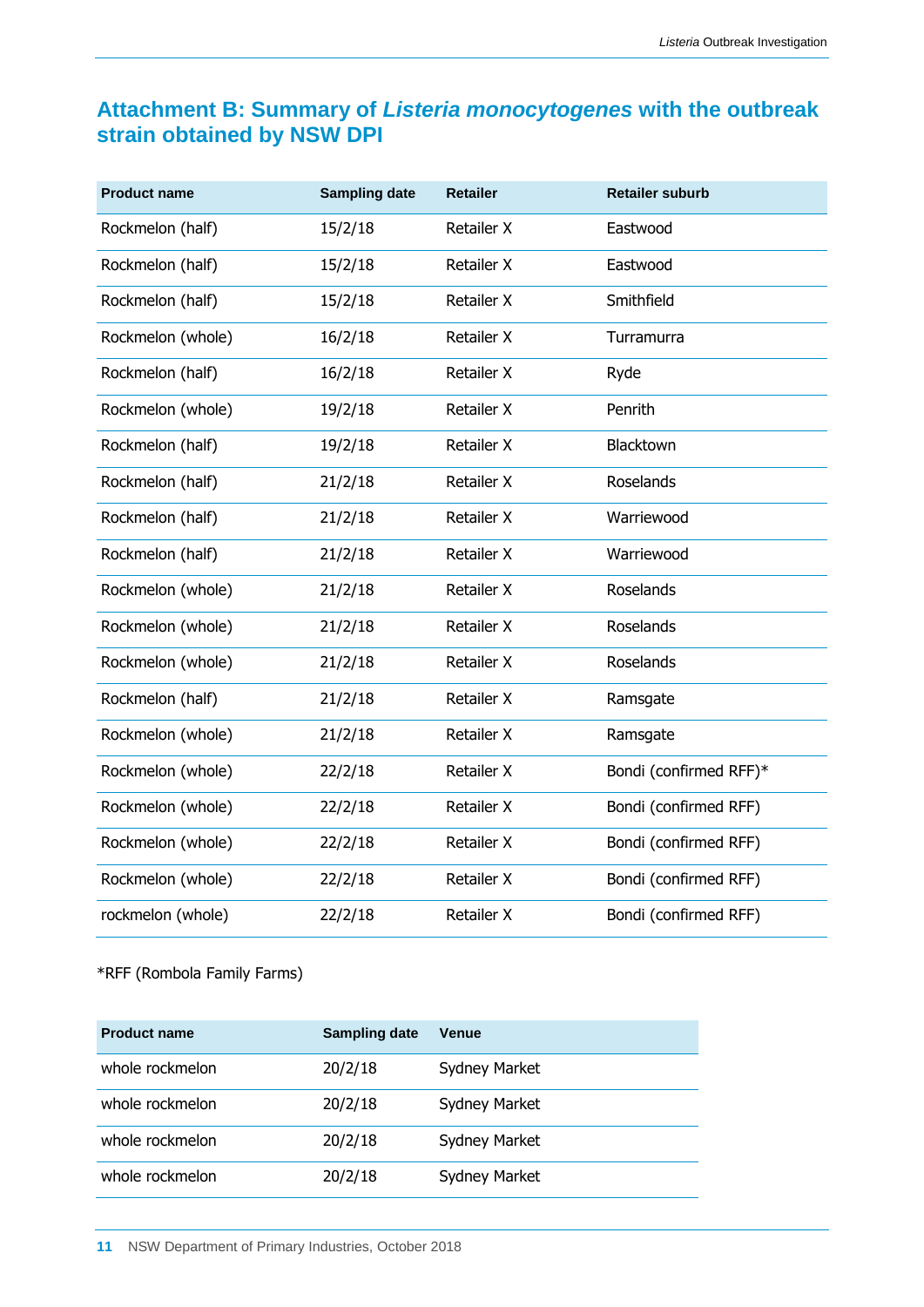## Attachment B: Summary of *Listeria monocytogenes* with the outbreak strain obtained by NSW DPI

| Product name | Sampling date | Retailer | Retailer suburb |
|---|---|---|---|
| Rockmelon (half) | 15/2/18 | Retailer X | Eastwood |
| Rockmelon (half) | 15/2/18 | Retailer X | Eastwood |
| Rockmelon (half) | 15/2/18 | Retailer X | Smithfield |
| Rockmelon (whole) | 16/2/18 | Retailer X | Turramurra |
| Rockmelon (half) | 16/2/18 | Retailer X | Ryde |
| Rockmelon (whole) | 19/2/18 | Retailer X | Penrith |
| Rockmelon (half) | 19/2/18 | Retailer X | Blacktown |
| Rockmelon (half) | 21/2/18 | Retailer X | Roselands |
| Rockmelon (half) | 21/2/18 | Retailer X | Warriewood |
| Rockmelon (half) | 21/2/18 | Retailer X | Warriewood |
| Rockmelon (whole) | 21/2/18 | Retailer X | Roselands |
| Rockmelon (whole) | 21/2/18 | Retailer X | Roselands |
| Rockmelon (whole) | 21/2/18 | Retailer X | Roselands |
| Rockmelon (half) | 21/2/18 | Retailer X | Ramsgate |
| Rockmelon (whole) | 21/2/18 | Retailer X | Ramsgate |
| Rockmelon (whole) | 22/2/18 | Retailer X | Bondi (confirmed RFF)* |
| Rockmelon (whole) | 22/2/18 | Retailer X | Bondi (confirmed RFF) |
| Rockmelon (whole) | 22/2/18 | Retailer X | Bondi (confirmed RFF) |
| Rockmelon (whole) | 22/2/18 | Retailer X | Bondi (confirmed RFF) |
| rockmelon (whole) | 22/2/18 | Retailer X | Bondi (confirmed RFF) |

*RFF (Rombola Family Farms)

| Product name | Sampling date | Venue |
|---|---|---|
| whole rockmelon | 20/2/18 | Sydney Market |
| whole rockmelon | 20/2/18 | Sydney Market |
| whole rockmelon | 20/2/18 | Sydney Market |
| whole rockmelon | 20/2/18 | Sydney Market |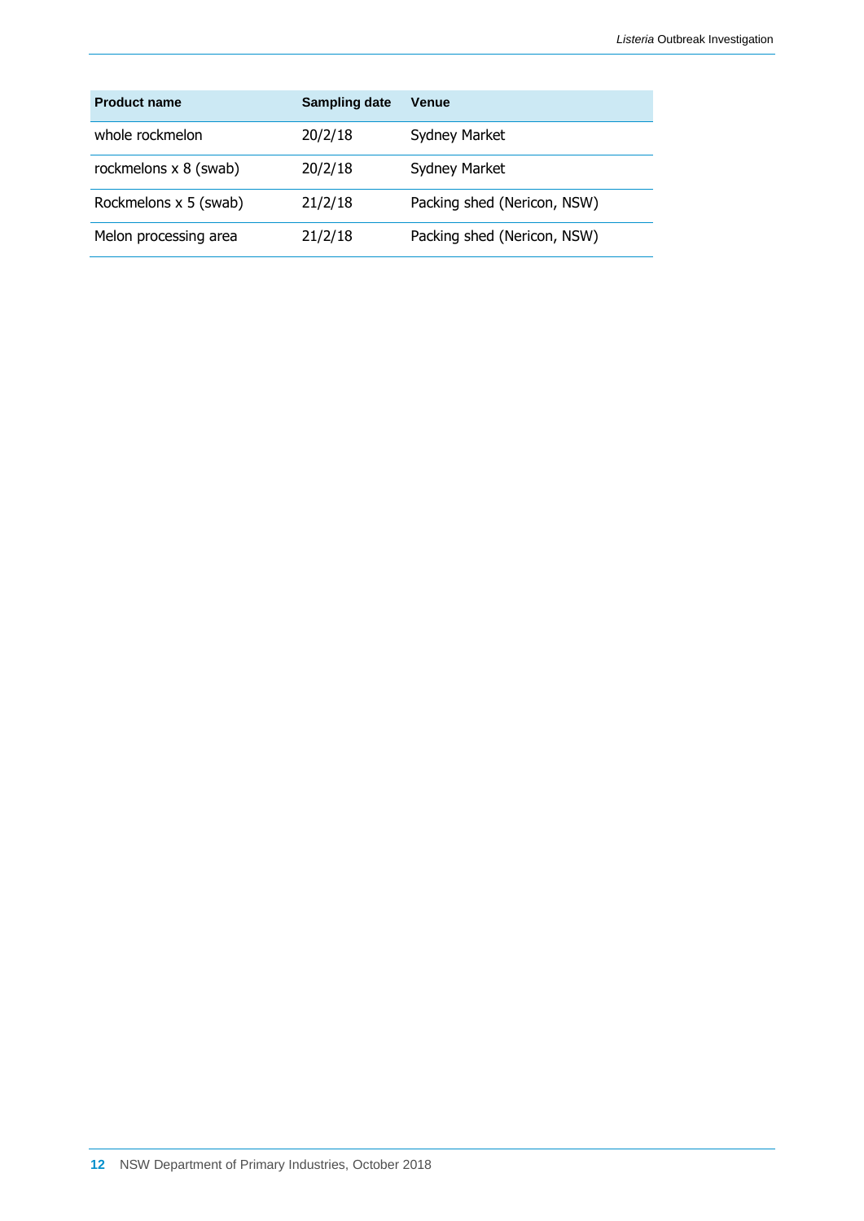| Product name | Sampling date | Venue |
|---|---|---|
| whole rockmelon | 20/2/18 | Sydney Market |
| rockmelons x 8 (swab) | 20/2/18 | Sydney Market |
| Rockmelons x 5 (swab) | 21/2/18 | Packing shed (Nericon, NSW) |
| Melon processing area | 21/2/18 | Packing shed (Nericon, NSW) |